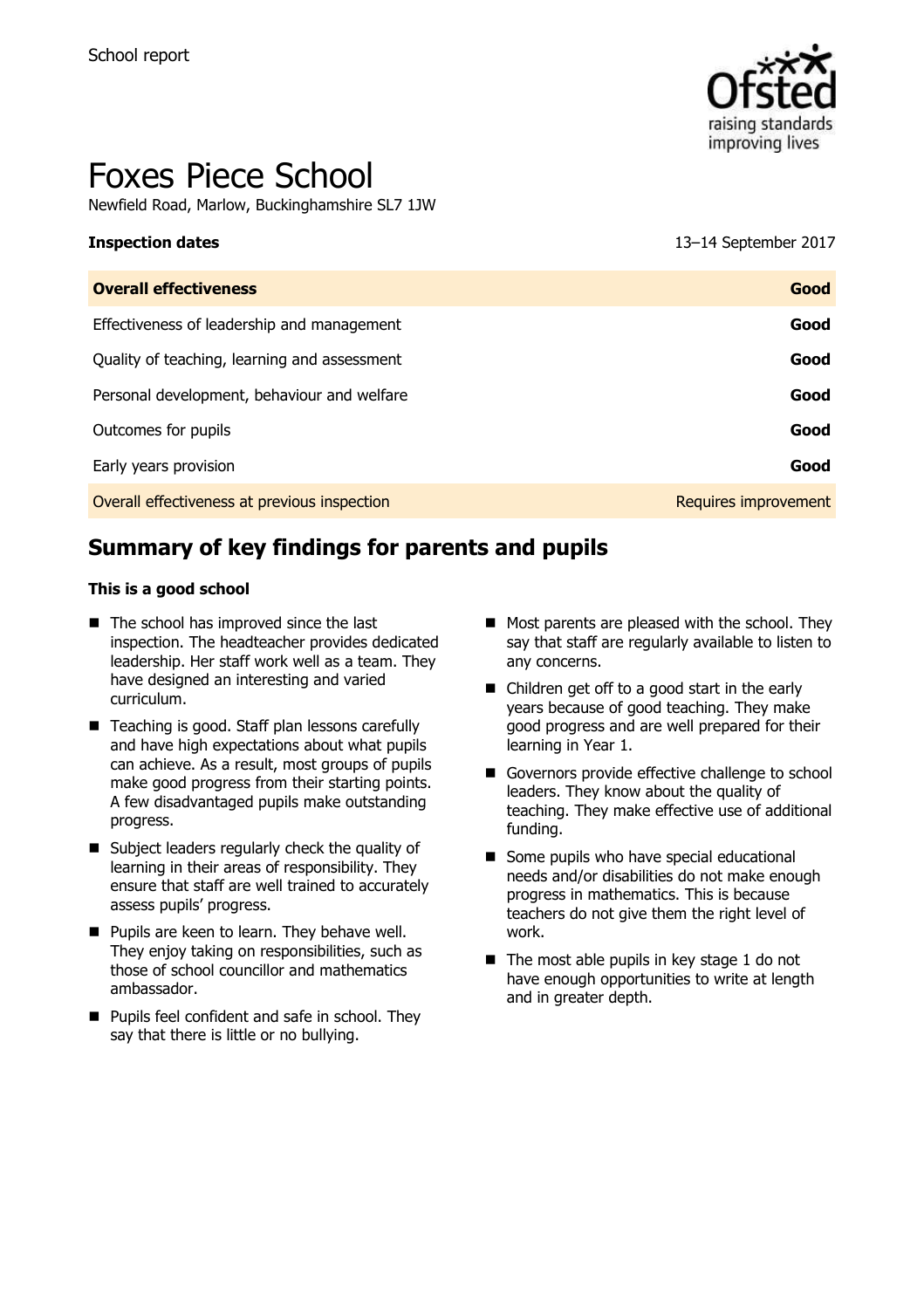School report

# Foxes Piece School

Newfield Road, Marlow, Buckinghamshire SL7 1JW

| | |
|---|---|
| **Inspection dates** | 13–14 September 2017 |
| **Overall effectiveness** | **Good** |
| Effectiveness of leadership and management | **Good** |
| Quality of teaching, learning and assessment | **Good** |
| Personal development, behaviour and welfare | **Good** |
| Outcomes for pupils | **Good** |
| Early years provision | **Good** |
| Overall effectiveness at previous inspection | Requires improvement |

## Summary of key findings for parents and pupils

**This is a good school**

- The school has improved since the last inspection. The headteacher provides dedicated leadership. Her staff work well as a team. They have designed an interesting and varied curriculum.
- Teaching is good. Staff plan lessons carefully and have high expectations about what pupils can achieve. As a result, most groups of pupils make good progress from their starting points. A few disadvantaged pupils make outstanding progress.
- Subject leaders regularly check the quality of learning in their areas of responsibility. They ensure that staff are well trained to accurately assess pupils' progress.
- Pupils are keen to learn. They behave well. They enjoy taking on responsibilities, such as those of school councillor and mathematics ambassador.
- Pupils feel confident and safe in school. They say that there is little or no bullying.
- Most parents are pleased with the school. They say that staff are regularly available to listen to any concerns.
- Children get off to a good start in the early years because of good teaching. They make good progress and are well prepared for their learning in Year 1.
- Governors provide effective challenge to school leaders. They know about the quality of teaching. They make effective use of additional funding.
- Some pupils who have special educational needs and/or disabilities do not make enough progress in mathematics. This is because teachers do not give them the right level of work.
- The most able pupils in key stage 1 do not have enough opportunities to write at length and in greater depth.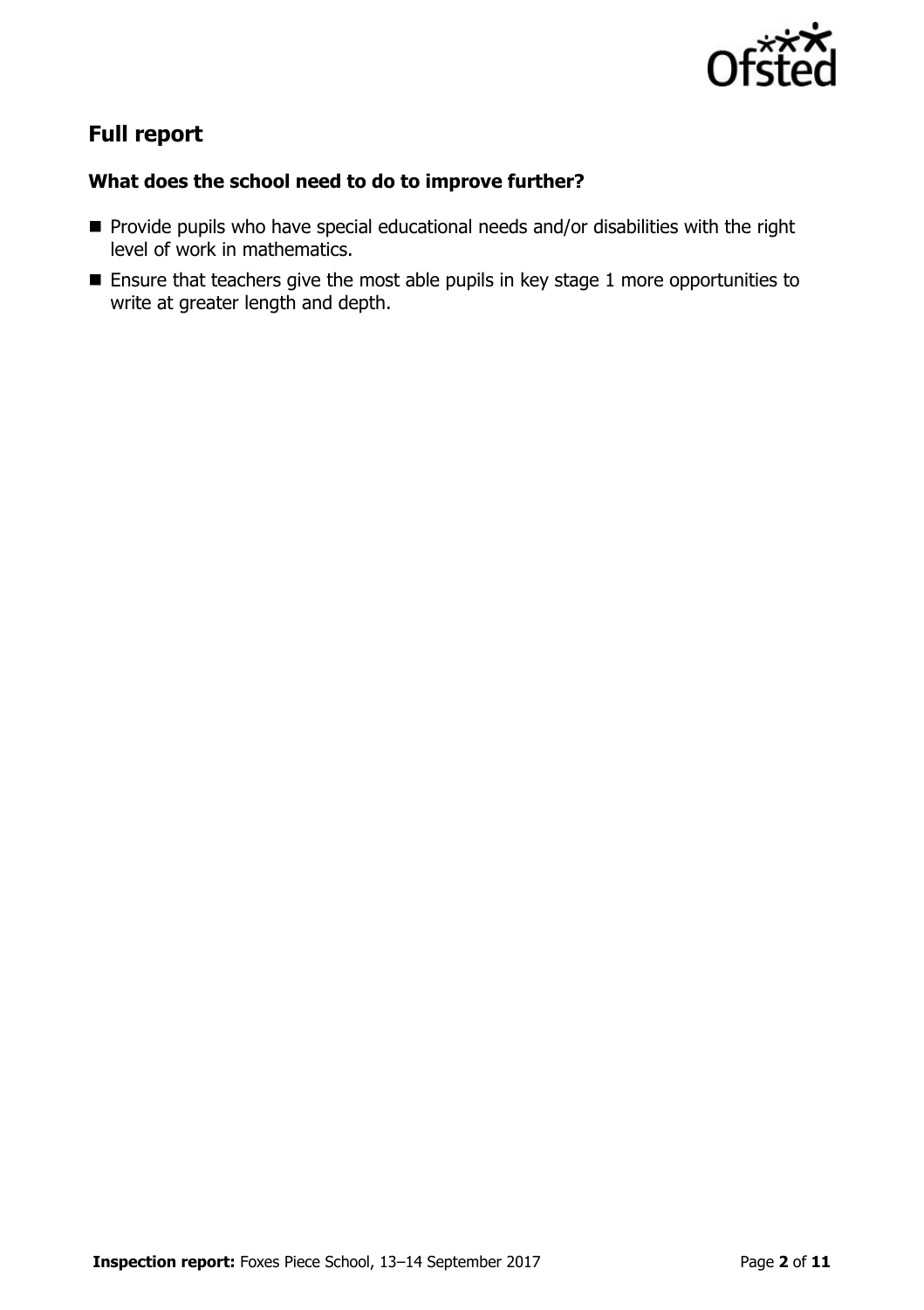## Full report

### What does the school need to do to improve further?

- Provide pupils who have special educational needs and/or disabilities with the right level of work in mathematics.
- Ensure that teachers give the most able pupils in key stage 1 more opportunities to write at greater length and depth.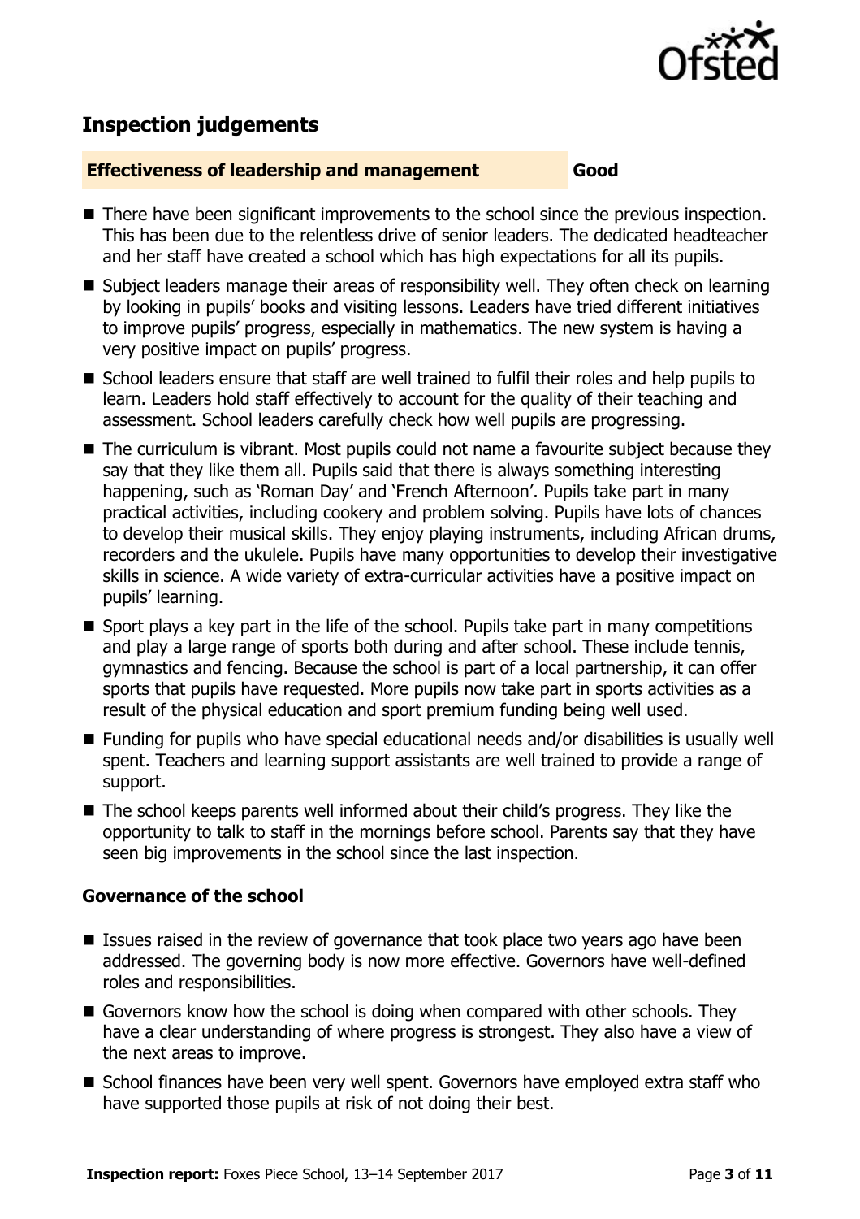## Inspection judgements

**Effectiveness of leadership and management** **Good**

- There have been significant improvements to the school since the previous inspection. This has been due to the relentless drive of senior leaders. The dedicated headteacher and her staff have created a school which has high expectations for all its pupils.
- Subject leaders manage their areas of responsibility well. They often check on learning by looking in pupils' books and visiting lessons. Leaders have tried different initiatives to improve pupils' progress, especially in mathematics. The new system is having a very positive impact on pupils' progress.
- School leaders ensure that staff are well trained to fulfil their roles and help pupils to learn. Leaders hold staff effectively to account for the quality of their teaching and assessment. School leaders carefully check how well pupils are progressing.
- The curriculum is vibrant. Most pupils could not name a favourite subject because they say that they like them all. Pupils said that there is always something interesting happening, such as 'Roman Day' and 'French Afternoon'. Pupils take part in many practical activities, including cookery and problem solving. Pupils have lots of chances to develop their musical skills. They enjoy playing instruments, including African drums, recorders and the ukulele. Pupils have many opportunities to develop their investigative skills in science. A wide variety of extra-curricular activities have a positive impact on pupils' learning.
- Sport plays a key part in the life of the school. Pupils take part in many competitions and play a large range of sports both during and after school. These include tennis, gymnastics and fencing. Because the school is part of a local partnership, it can offer sports that pupils have requested. More pupils now take part in sports activities as a result of the physical education and sport premium funding being well used.
- Funding for pupils who have special educational needs and/or disabilities is usually well spent. Teachers and learning support assistants are well trained to provide a range of support.
- The school keeps parents well informed about their child's progress. They like the opportunity to talk to staff in the mornings before school. Parents say that they have seen big improvements in the school since the last inspection.

### Governance of the school

- Issues raised in the review of governance that took place two years ago have been addressed. The governing body is now more effective. Governors have well-defined roles and responsibilities.
- Governors know how the school is doing when compared with other schools. They have a clear understanding of where progress is strongest. They also have a view of the next areas to improve.
- School finances have been very well spent. Governors have employed extra staff who have supported those pupils at risk of not doing their best.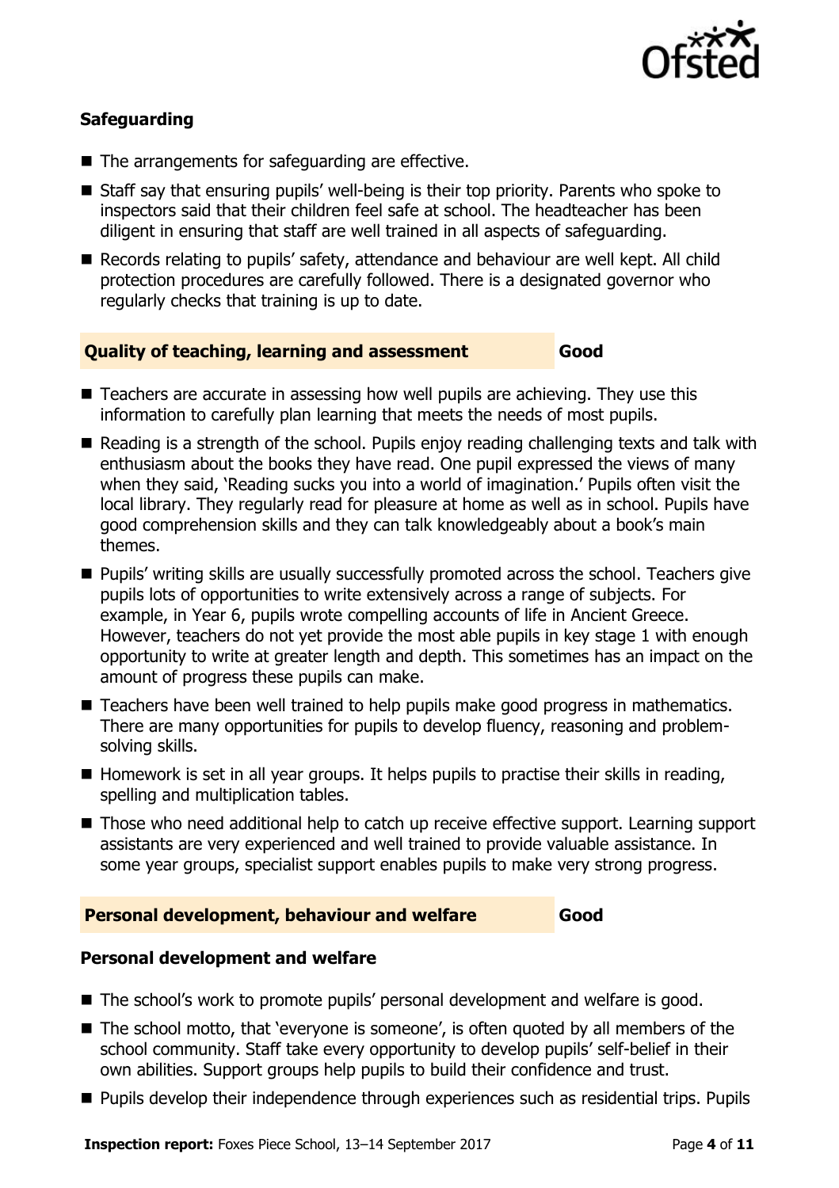### Safeguarding

- The arrangements for safeguarding are effective.
- Staff say that ensuring pupils' well-being is their top priority. Parents who spoke to inspectors said that their children feel safe at school. The headteacher has been diligent in ensuring that staff are well trained in all aspects of safeguarding.
- Records relating to pupils' safety, attendance and behaviour are well kept. All child protection procedures are carefully followed. There is a designated governor who regularly checks that training is up to date.

## Quality of teaching, learning and assessment — Good

- Teachers are accurate in assessing how well pupils are achieving. They use this information to carefully plan learning that meets the needs of most pupils.
- Reading is a strength of the school. Pupils enjoy reading challenging texts and talk with enthusiasm about the books they have read. One pupil expressed the views of many when they said, 'Reading sucks you into a world of imagination.' Pupils often visit the local library. They regularly read for pleasure at home as well as in school. Pupils have good comprehension skills and they can talk knowledgeably about a book's main themes.
- Pupils' writing skills are usually successfully promoted across the school. Teachers give pupils lots of opportunities to write extensively across a range of subjects. For example, in Year 6, pupils wrote compelling accounts of life in Ancient Greece. However, teachers do not yet provide the most able pupils in key stage 1 with enough opportunity to write at greater length and depth. This sometimes has an impact on the amount of progress these pupils can make.
- Teachers have been well trained to help pupils make good progress in mathematics. There are many opportunities for pupils to develop fluency, reasoning and problem-solving skills.
- Homework is set in all year groups. It helps pupils to practise their skills in reading, spelling and multiplication tables.
- Those who need additional help to catch up receive effective support. Learning support assistants are very experienced and well trained to provide valuable assistance. In some year groups, specialist support enables pupils to make very strong progress.

## Personal development, behaviour and welfare — Good

### Personal development and welfare

- The school's work to promote pupils' personal development and welfare is good.
- The school motto, that 'everyone is someone', is often quoted by all members of the school community. Staff take every opportunity to develop pupils' self-belief in their own abilities. Support groups help pupils to build their confidence and trust.
- Pupils develop their independence through experiences such as residential trips. Pupils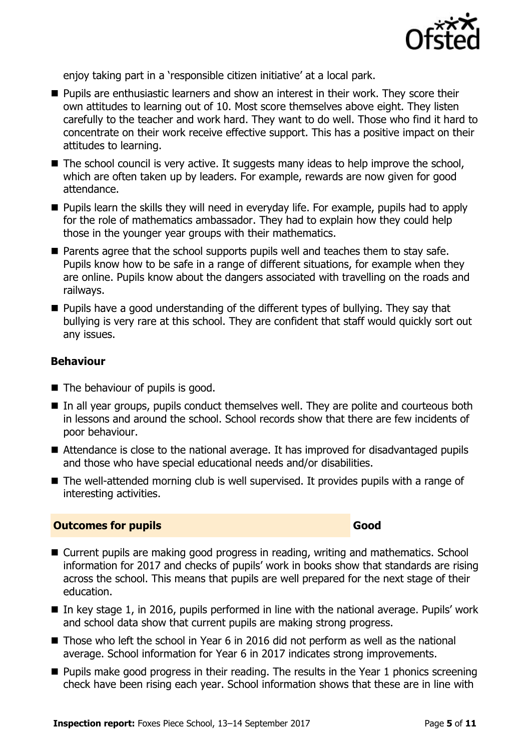enjoy taking part in a 'responsible citizen initiative' at a local park.

- Pupils are enthusiastic learners and show an interest in their work. They score their own attitudes to learning out of 10. Most score themselves above eight. They listen carefully to the teacher and work hard. They want to do well. Those who find it hard to concentrate on their work receive effective support. This has a positive impact on their attitudes to learning.
- The school council is very active. It suggests many ideas to help improve the school, which are often taken up by leaders. For example, rewards are now given for good attendance.
- Pupils learn the skills they will need in everyday life. For example, pupils had to apply for the role of mathematics ambassador. They had to explain how they could help those in the younger year groups with their mathematics.
- Parents agree that the school supports pupils well and teaches them to stay safe. Pupils know how to be safe in a range of different situations, for example when they are online. Pupils know about the dangers associated with travelling on the roads and railways.
- Pupils have a good understanding of the different types of bullying. They say that bullying is very rare at this school. They are confident that staff would quickly sort out any issues.

### Behaviour

- The behaviour of pupils is good.
- In all year groups, pupils conduct themselves well. They are polite and courteous both in lessons and around the school. School records show that there are few incidents of poor behaviour.
- Attendance is close to the national average. It has improved for disadvantaged pupils and those who have special educational needs and/or disabilities.
- The well-attended morning club is well supervised. It provides pupils with a range of interesting activities.

## Outcomes for pupils — Good

- Current pupils are making good progress in reading, writing and mathematics. School information for 2017 and checks of pupils' work in books show that standards are rising across the school. This means that pupils are well prepared for the next stage of their education.
- In key stage 1, in 2016, pupils performed in line with the national average. Pupils' work and school data show that current pupils are making strong progress.
- Those who left the school in Year 6 in 2016 did not perform as well as the national average. School information for Year 6 in 2017 indicates strong improvements.
- Pupils make good progress in their reading. The results in the Year 1 phonics screening check have been rising each year. School information shows that these are in line with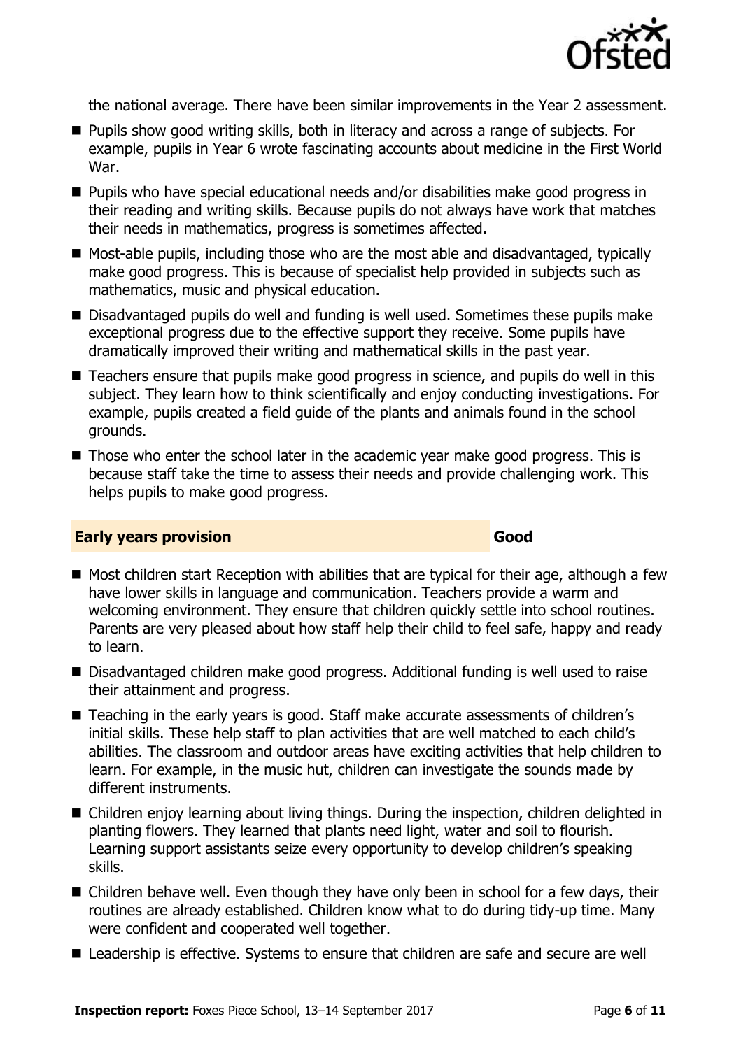the national average. There have been similar improvements in the Year 2 assessment.

- Pupils show good writing skills, both in literacy and across a range of subjects. For example, pupils in Year 6 wrote fascinating accounts about medicine in the First World War.
- Pupils who have special educational needs and/or disabilities make good progress in their reading and writing skills. Because pupils do not always have work that matches their needs in mathematics, progress is sometimes affected.
- Most-able pupils, including those who are the most able and disadvantaged, typically make good progress. This is because of specialist help provided in subjects such as mathematics, music and physical education.
- Disadvantaged pupils do well and funding is well used. Sometimes these pupils make exceptional progress due to the effective support they receive. Some pupils have dramatically improved their writing and mathematical skills in the past year.
- Teachers ensure that pupils make good progress in science, and pupils do well in this subject. They learn how to think scientifically and enjoy conducting investigations. For example, pupils created a field guide of the plants and animals found in the school grounds.
- Those who enter the school later in the academic year make good progress. This is because staff take the time to assess their needs and provide challenging work. This helps pupils to make good progress.

## Early years provision — Good

- Most children start Reception with abilities that are typical for their age, although a few have lower skills in language and communication. Teachers provide a warm and welcoming environment. They ensure that children quickly settle into school routines. Parents are very pleased about how staff help their child to feel safe, happy and ready to learn.
- Disadvantaged children make good progress. Additional funding is well used to raise their attainment and progress.
- Teaching in the early years is good. Staff make accurate assessments of children's initial skills. These help staff to plan activities that are well matched to each child's abilities. The classroom and outdoor areas have exciting activities that help children to learn. For example, in the music hut, children can investigate the sounds made by different instruments.
- Children enjoy learning about living things. During the inspection, children delighted in planting flowers. They learned that plants need light, water and soil to flourish. Learning support assistants seize every opportunity to develop children's speaking skills.
- Children behave well. Even though they have only been in school for a few days, their routines are already established. Children know what to do during tidy-up time. Many were confident and cooperated well together.
- Leadership is effective. Systems to ensure that children are safe and secure are well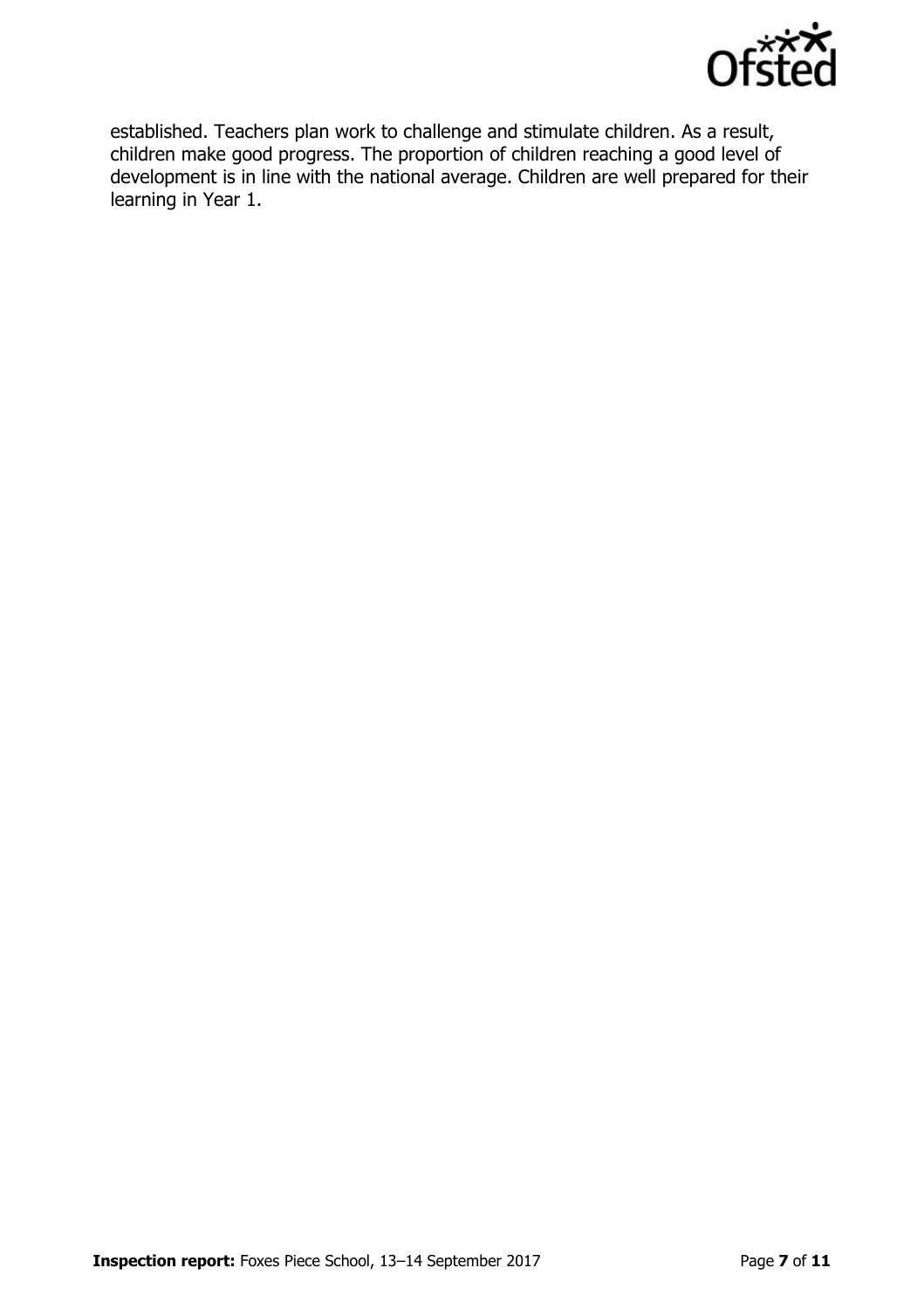established. Teachers plan work to challenge and stimulate children. As a result, children make good progress. The proportion of children reaching a good level of development is in line with the national average. Children are well prepared for their learning in Year 1.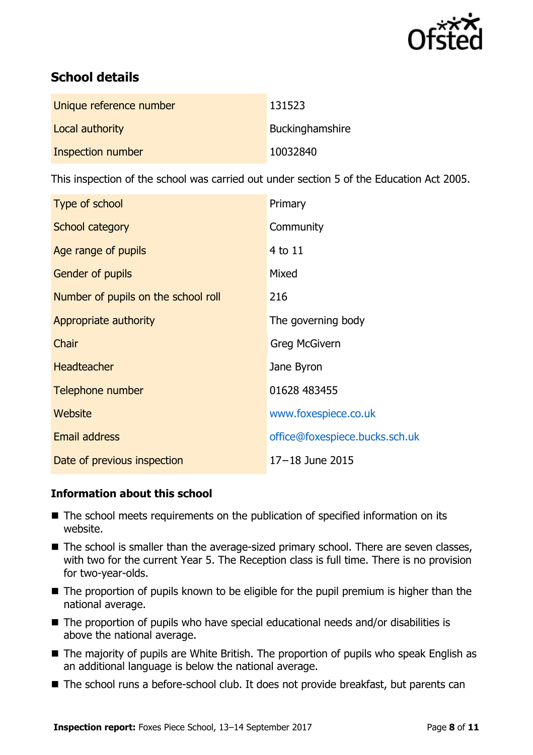## School details

| | |
|---|---|
| Unique reference number | 131523 |
| Local authority | Buckinghamshire |
| Inspection number | 10032840 |

This inspection of the school was carried out under section 5 of the Education Act 2005.

| | |
|---|---|
| Type of school | Primary |
| School category | Community |
| Age range of pupils | 4 to 11 |
| Gender of pupils | Mixed |
| Number of pupils on the school roll | 216 |
| Appropriate authority | The governing body |
| Chair | Greg McGivern |
| Headteacher | Jane Byron |
| Telephone number | 01628 483455 |
| Website | www.foxespiece.co.uk |
| Email address | office@foxespiece.bucks.sch.uk |
| Date of previous inspection | 17–18 June 2015 |

### Information about this school

- The school meets requirements on the publication of specified information on its website.
- The school is smaller than the average-sized primary school. There are seven classes, with two for the current Year 5. The Reception class is full time. There is no provision for two-year-olds.
- The proportion of pupils known to be eligible for the pupil premium is higher than the national average.
- The proportion of pupils who have special educational needs and/or disabilities is above the national average.
- The majority of pupils are White British. The proportion of pupils who speak English as an additional language is below the national average.
- The school runs a before-school club. It does not provide breakfast, but parents can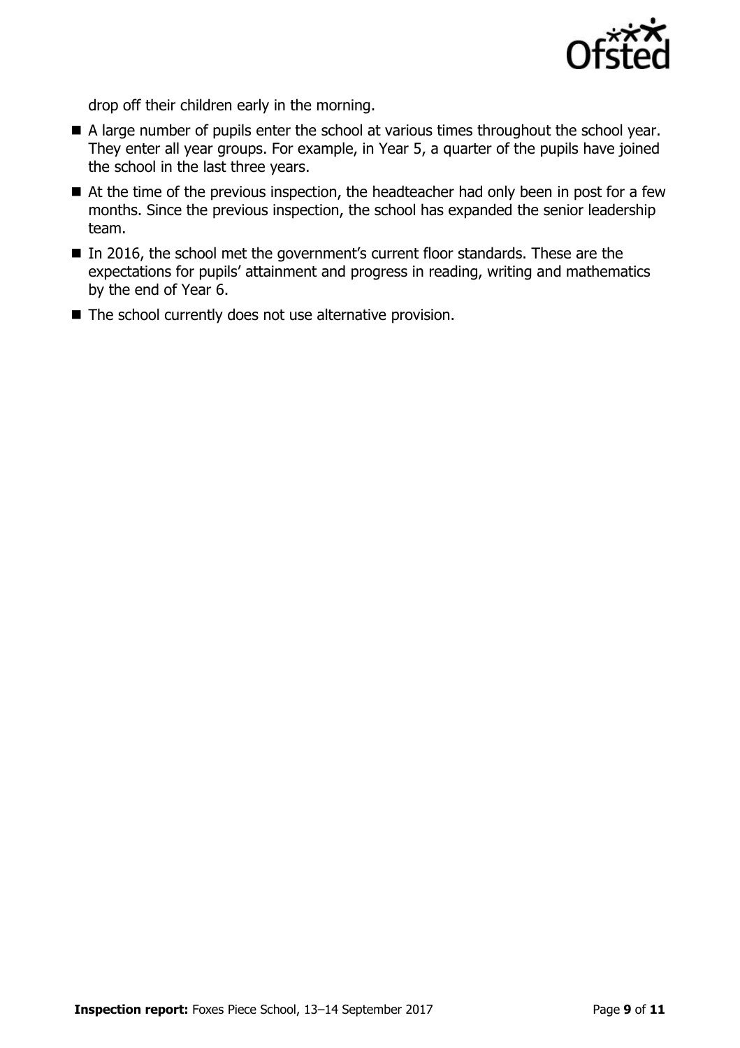drop off their children early in the morning.

- A large number of pupils enter the school at various times throughout the school year. They enter all year groups. For example, in Year 5, a quarter of the pupils have joined the school in the last three years.
- At the time of the previous inspection, the headteacher had only been in post for a few months. Since the previous inspection, the school has expanded the senior leadership team.
- In 2016, the school met the government's current floor standards. These are the expectations for pupils' attainment and progress in reading, writing and mathematics by the end of Year 6.
- The school currently does not use alternative provision.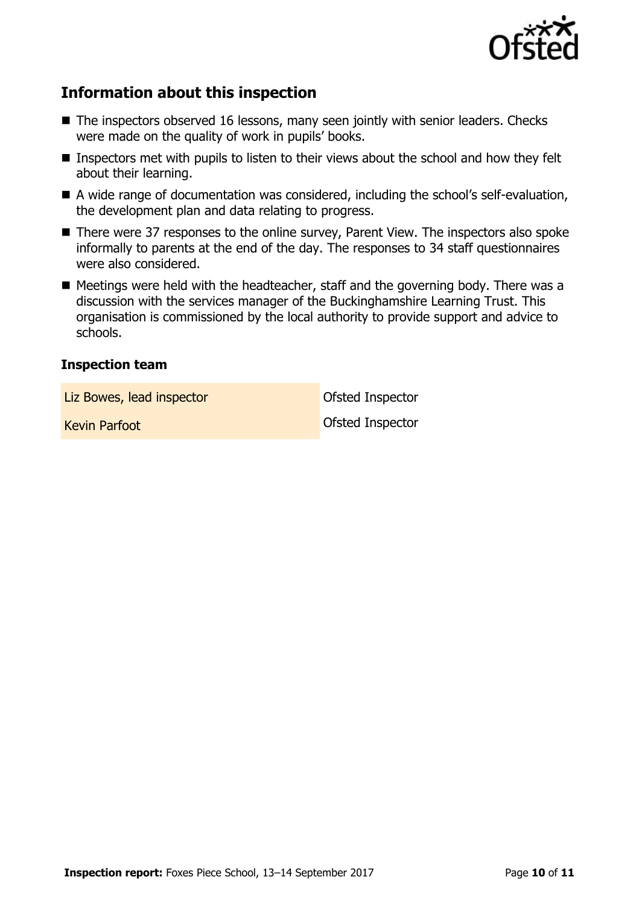## Information about this inspection

- The inspectors observed 16 lessons, many seen jointly with senior leaders. Checks were made on the quality of work in pupils' books.
- Inspectors met with pupils to listen to their views about the school and how they felt about their learning.
- A wide range of documentation was considered, including the school's self-evaluation, the development plan and data relating to progress.
- There were 37 responses to the online survey, Parent View. The inspectors also spoke informally to parents at the end of the day. The responses to 34 staff questionnaires were also considered.
- Meetings were held with the headteacher, staff and the governing body. There was a discussion with the services manager of the Buckinghamshire Learning Trust. This organisation is commissioned by the local authority to provide support and advice to schools.

### Inspection team

| | |
|---|---|
| Liz Bowes, lead inspector | Ofsted Inspector |
| Kevin Parfoot | Ofsted Inspector |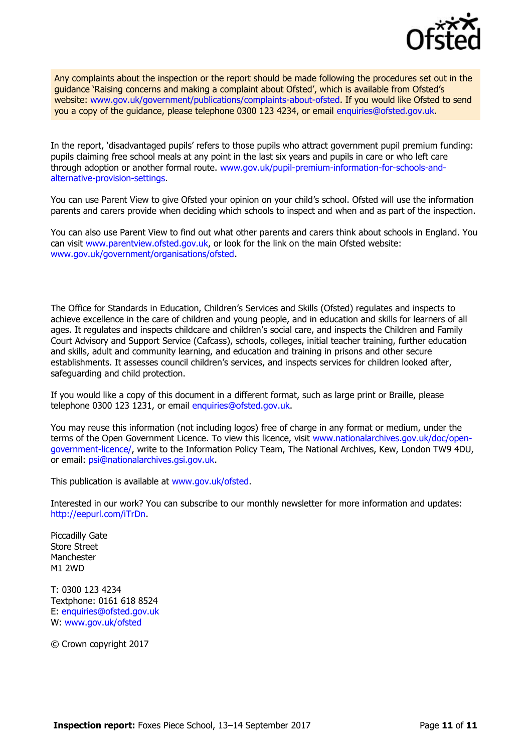Any complaints about the inspection or the report should be made following the procedures set out in the guidance 'Raising concerns and making a complaint about Ofsted', which is available from Ofsted's website: www.gov.uk/government/publications/complaints-about-ofsted. If you would like Ofsted to send you a copy of the guidance, please telephone 0300 123 4234, or email enquiries@ofsted.gov.uk.

In the report, 'disadvantaged pupils' refers to those pupils who attract government pupil premium funding: pupils claiming free school meals at any point in the last six years and pupils in care or who left care through adoption or another formal route. www.gov.uk/pupil-premium-information-for-schools-and-alternative-provision-settings.

You can use Parent View to give Ofsted your opinion on your child's school. Ofsted will use the information parents and carers provide when deciding which schools to inspect and when and as part of the inspection.

You can also use Parent View to find out what other parents and carers think about schools in England. You can visit www.parentview.ofsted.gov.uk, or look for the link on the main Ofsted website: www.gov.uk/government/organisations/ofsted.

The Office for Standards in Education, Children's Services and Skills (Ofsted) regulates and inspects to achieve excellence in the care of children and young people, and in education and skills for learners of all ages. It regulates and inspects childcare and children's social care, and inspects the Children and Family Court Advisory and Support Service (Cafcass), schools, colleges, initial teacher training, further education and skills, adult and community learning, and education and training in prisons and other secure establishments. It assesses council children's services, and inspects services for children looked after, safeguarding and child protection.

If you would like a copy of this document in a different format, such as large print or Braille, please telephone 0300 123 1231, or email enquiries@ofsted.gov.uk.

You may reuse this information (not including logos) free of charge in any format or medium, under the terms of the Open Government Licence. To view this licence, visit www.nationalarchives.gov.uk/doc/open-government-licence/, write to the Information Policy Team, The National Archives, Kew, London TW9 4DU, or email: psi@nationalarchives.gsi.gov.uk.

This publication is available at www.gov.uk/ofsted.

Interested in our work? You can subscribe to our monthly newsletter for more information and updates: http://eepurl.com/iTrDn.

Piccadilly Gate
Store Street
Manchester
M1 2WD

T: 0300 123 4234
Textphone: 0161 618 8524
E: enquiries@ofsted.gov.uk
W: www.gov.uk/ofsted

© Crown copyright 2017